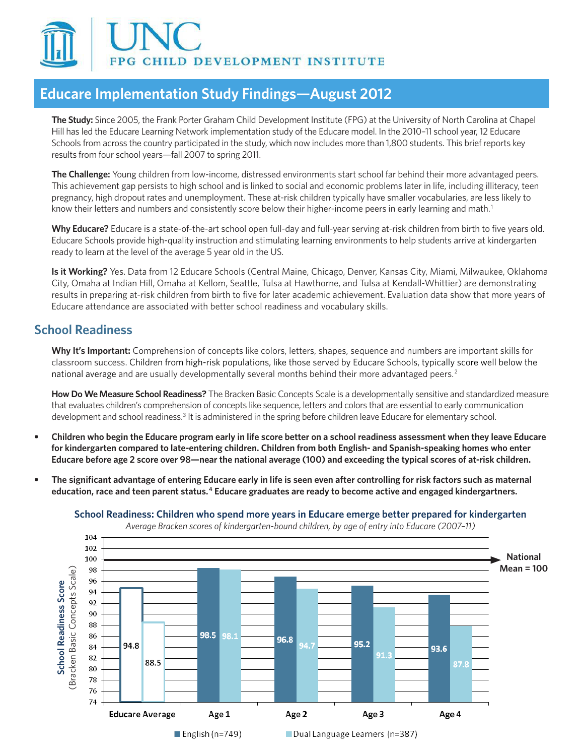UNC FPG CHILD DEVELOPMENT INSTITUTE

# Educare Implementation Study Findings—August 2012

**The Study:** Since 2005, the Frank Porter Graham Child Development Institute (FPG) at the University of North Carolina at Chapel Hill has led the Educare Learning Network implementation study of the Educare model. In the 2010–11 school year, 12 Educare Schools from across the country participated in the study, which now includes more than 1,800 students. This brief reports key results from four school years—fall 2007 to spring 2011.

**The Challenge:** Young children from low-income, distressed environments start school far behind their more advantaged peers. This achievement gap persists to high school and is linked to social and economic problems later in life, including illiteracy, teen pregnancy, high dropout rates and unemployment. These at-risk children typically have smaller vocabularies, are less likely to know their letters and numbers and consistently score below their higher-income peers in early learning and math.[1]

**Why Educare?** Educare is a state-of-the-art school open full-day and full-year serving at-risk children from birth to five years old. Educare Schools provide high-quality instruction and stimulating learning environments to help students arrive at kindergarten ready to learn at the level of the average 5 year old in the US.

**Is it Working?** Yes. Data from 12 Educare Schools (Central Maine, Chicago, Denver, Kansas City, Miami, Milwaukee, Oklahoma City, Omaha at Indian Hill, Omaha at Kellom, Seattle, Tulsa at Hawthorne, and Tulsa at Kendall-Whittier) are demonstrating results in preparing at-risk children from birth to five for later academic achievement. Evaluation data show that more years of Educare attendance are associated with better school readiness and vocabulary skills.

## School Readiness

**Why It's Important:** Comprehension of concepts like colors, letters, shapes, sequence and numbers are important skills for classroom success. Children from high-risk populations, like those served by Educare Schools, typically score well below the national average and are usually developmentally several months behind their more advantaged peers.[2]

**How Do We Measure School Readiness?** The Bracken Basic Concepts Scale is a developmentally sensitive and standardized measure that evaluates children's comprehension of concepts like sequence, letters and colors that are essential to early communication development and school readiness.[3] It is administered in the spring before children leave Educare for elementary school.

- **Children who begin the Educare program early in life score better on a school readiness assessment when they leave Educare for kindergarten compared to late-entering children. Children from both English- and Spanish-speaking homes who enter Educare before age 2 score over 98—near the national average (100) and exceeding the typical scores of at-risk children.**
- **The significant advantage of entering Educare early in life is seen even after controlling for risk factors such as maternal education, race and teen parent status.[4] Educare graduates are ready to become active and engaged kindergartners.**

**School Readiness: Children who spend more years in Educare emerge better prepared for kindergarten**

*Average Bracken scores of kindergarten-bound children, by age of entry into Educare (2007–11)*

School Readiness Score (Bracken Basic Concepts Scale); National Mean = 100

| | Educare Average | Age 1 | Age 2 | Age 3 | Age 4 |
|---|---|---|---|---|---|
| English (n=749) | 94.8 | 98.5 | 96.8 | 95.2 | 93.6 |
| Dual Language Learners (n=387) | 88.5 | 98.1 | 94.7 | 91.3 | 87.8 |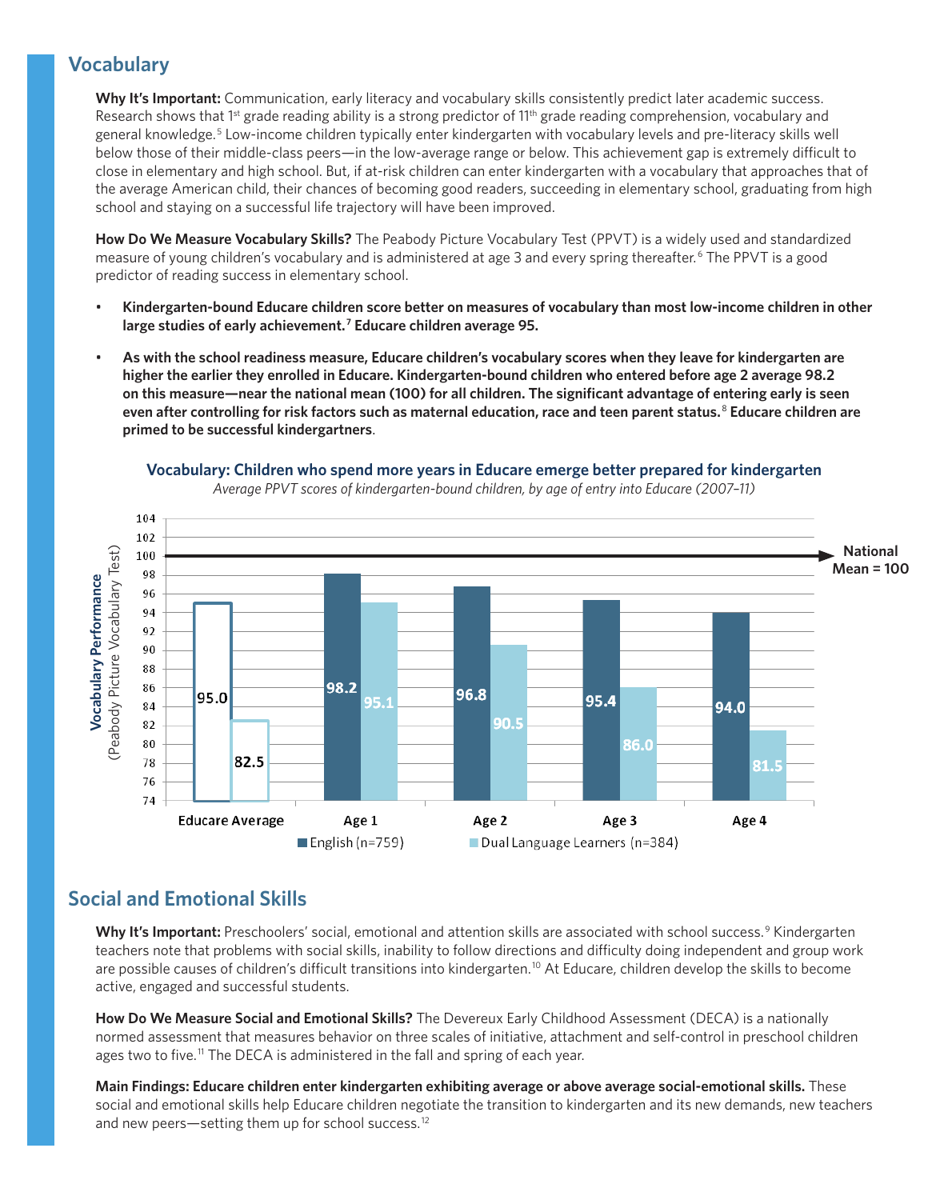## Vocabulary

**Why It's Important:** Communication, early literacy and vocabulary skills consistently predict later academic success. Research shows that 1st grade reading ability is a strong predictor of 11th grade reading comprehension, vocabulary and general knowledge.[5] Low-income children typically enter kindergarten with vocabulary levels and pre-literacy skills well below those of their middle-class peers—in the low-average range or below. This achievement gap is extremely difficult to close in elementary and high school. But, if at-risk children can enter kindergarten with a vocabulary that approaches that of the average American child, their chances of becoming good readers, succeeding in elementary school, graduating from high school and staying on a successful life trajectory will have been improved.

**How Do We Measure Vocabulary Skills?** The Peabody Picture Vocabulary Test (PPVT) is a widely used and standardized measure of young children's vocabulary and is administered at age 3 and every spring thereafter.[6] The PPVT is a good predictor of reading success in elementary school.

- **Kindergarten-bound Educare children score better on measures of vocabulary than most low-income children in other large studies of early achievement.[7] Educare children average 95.**
- **As with the school readiness measure, Educare children's vocabulary scores when they leave for kindergarten are higher the earlier they enrolled in Educare. Kindergarten-bound children who entered before age 2 average 98.2 on this measure—near the national mean (100) for all children. The significant advantage of entering early is seen even after controlling for risk factors such as maternal education, race and teen parent status.[8] Educare children are primed to be successful kindergartners**.

**Vocabulary: Children who spend more years in Educare emerge better prepared for kindergarten**

*Average PPVT scores of kindergarten-bound children, by age of entry into Educare (2007–11)*

| | Educare Average | Age 1 | Age 2 | Age 3 | Age 4 |
|---|---|---|---|---|---|
| English (n=759) | 95.0 | 98.2 | 96.8 | 95.4 | 94.0 |
| Dual Language Learners (n=384) | 82.5 | 95.1 | 90.5 | 86.0 | 81.5 |

Vocabulary Performance (Peabody Picture Vocabulary Test). National Mean = 100

## Social and Emotional Skills

**Why It's Important:** Preschoolers' social, emotional and attention skills are associated with school success.[9] Kindergarten teachers note that problems with social skills, inability to follow directions and difficulty doing independent and group work are possible causes of children's difficult transitions into kindergarten.[10] At Educare, children develop the skills to become active, engaged and successful students.

**How Do We Measure Social and Emotional Skills?** The Devereux Early Childhood Assessment (DECA) is a nationally normed assessment that measures behavior on three scales of initiative, attachment and self-control in preschool children ages two to five.[11] The DECA is administered in the fall and spring of each year.

**Main Findings: Educare children enter kindergarten exhibiting average or above average social-emotional skills.** These social and emotional skills help Educare children negotiate the transition to kindergarten and its new demands, new teachers and new peers—setting them up for school success.[12]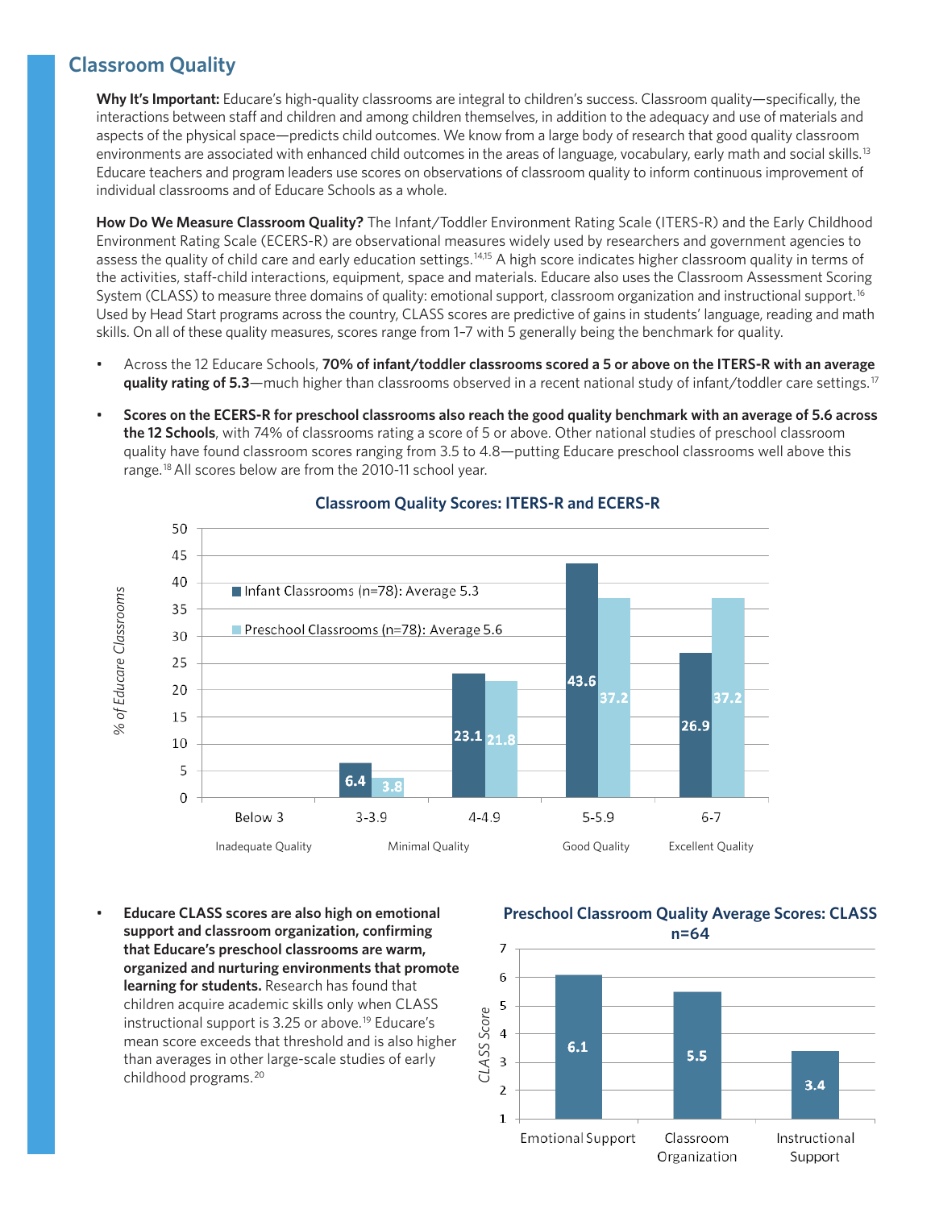## Classroom Quality

**Why It's Important:** Educare's high-quality classrooms are integral to children's success. Classroom quality—specifically, the interactions between staff and children and among children themselves, in addition to the adequacy and use of materials and aspects of the physical space—predicts child outcomes. We know from a large body of research that good quality classroom environments are associated with enhanced child outcomes in the areas of language, vocabulary, early math and social skills.[13] Educare teachers and program leaders use scores on observations of classroom quality to inform continuous improvement of individual classrooms and of Educare Schools as a whole.

**How Do We Measure Classroom Quality?** The Infant/Toddler Environment Rating Scale (ITERS-R) and the Early Childhood Environment Rating Scale (ECERS-R) are observational measures widely used by researchers and government agencies to assess the quality of child care and early education settings.[14,15] A high score indicates higher classroom quality in terms of the activities, staff-child interactions, equipment, space and materials. Educare also uses the Classroom Assessment Scoring System (CLASS) to measure three domains of quality: emotional support, classroom organization and instructional support.[16] Used by Head Start programs across the country, CLASS scores are predictive of gains in students' language, reading and math skills. On all of these quality measures, scores range from 1–7 with 5 generally being the benchmark for quality.

- Across the 12 Educare Schools, **70% of infant/toddler classrooms scored a 5 or above on the ITERS-R with an average quality rating of 5.3**—much higher than classrooms observed in a recent national study of infant/toddler care settings.[17]
- **Scores on the ECERS-R for preschool classrooms also reach the good quality benchmark with an average of 5.6 across the 12 Schools**, with 74% of classrooms rating a score of 5 or above. Other national studies of preschool classroom quality have found classroom scores ranging from 3.5 to 4.8—putting Educare preschool classrooms well above this range.[18] All scores below are from the 2010-11 school year.

**Classroom Quality Scores: ITERS-R and ECERS-R**

% of Educare Classrooms

| Score range | Quality level | Infant Classrooms (n=78): Average 5.3 | Preschool Classrooms (n=78): Average 5.6 |
|---|---|---|---|
| Below 3 | Inadequate Quality | | |
| 3-3.9 | Minimal Quality | 6.4 | 3.8 |
| 4-4.9 | Minimal Quality | 23.1 | 21.8 |
| 5-5.9 | Good Quality | 43.6 | 37.2 |
| 6-7 | Excellent Quality | 26.9 | 37.2 |

- **Educare CLASS scores are also high on emotional support and classroom organization, confirming that Educare's preschool classrooms are warm, organized and nurturing environments that promote learning for students.** Research has found that children acquire academic skills only when CLASS instructional support is 3.25 or above.[19] Educare's mean score exceeds that threshold and is also higher than averages in other large-scale studies of early childhood programs.[20]

**Preschool Classroom Quality Average Scores: CLASS n=64**

| Domain | CLASS Score |
|---|---|
| Emotional Support | 6.1 |
| Classroom Organization | 5.5 |
| Instructional Support | 3.4 |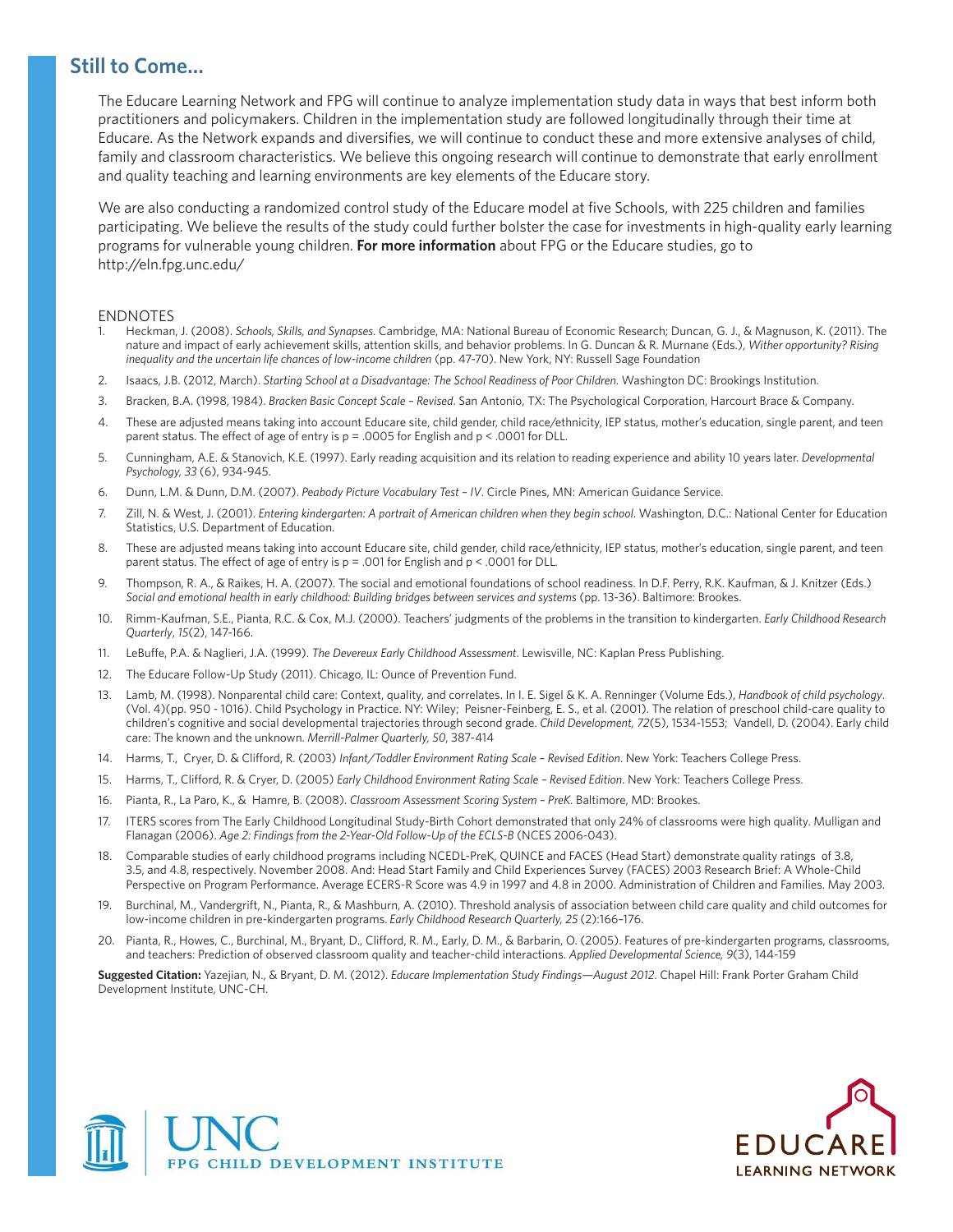## Still to Come...

The Educare Learning Network and FPG will continue to analyze implementation study data in ways that best inform both practitioners and policymakers. Children in the implementation study are followed longitudinally through their time at Educare. As the Network expands and diversifies, we will continue to conduct these and more extensive analyses of child, family and classroom characteristics. We believe this ongoing research will continue to demonstrate that early enrollment and quality teaching and learning environments are key elements of the Educare story.

We are also conducting a randomized control study of the Educare model at five Schools, with 225 children and families participating. We believe the results of the study could further bolster the case for investments in high-quality early learning programs for vulnerable young children. **For more information** about FPG or the Educare studies, go to http://eln.fpg.unc.edu/

ENDNOTES

1. Heckman, J. (2008). *Schools, Skills, and Synapses*. Cambridge, MA: National Bureau of Economic Research; Duncan, G. J., & Magnuson, K. (2011). The nature and impact of early achievement skills, attention skills, and behavior problems. In G. Duncan & R. Murnane (Eds.), *Wither opportunity? Rising inequality and the uncertain life chances of low-income children* (pp. 47-70). New York, NY: Russell Sage Foundation
2. Isaacs, J.B. (2012, March). *Starting School at a Disadvantage: The School Readiness of Poor Children*. Washington DC: Brookings Institution.
3. Bracken, B.A. (1998, 1984). *Bracken Basic Concept Scale – Revised*. San Antonio, TX: The Psychological Corporation, Harcourt Brace & Company.
4. These are adjusted means taking into account Educare site, child gender, child race/ethnicity, IEP status, mother's education, single parent, and teen parent status. The effect of age of entry is $p = .0005$ for English and $p < .0001$ for DLL.
5. Cunningham, A.E. & Stanovich, K.E. (1997). Early reading acquisition and its relation to reading experience and ability 10 years later. *Developmental Psychology, 33* (6), 934-945.
6. Dunn, L.M. & Dunn, D.M. (2007). *Peabody Picture Vocabulary Test – IV*. Circle Pines, MN: American Guidance Service.
7. Zill, N. & West, J. (2001). *Entering kindergarten: A portrait of American children when they begin school*. Washington, D.C.: National Center for Education Statistics, U.S. Department of Education.
8. These are adjusted means taking into account Educare site, child gender, child race/ethnicity, IEP status, mother's education, single parent, and teen parent status. The effect of age of entry is $p = .001$ for English and $p < .0001$ for DLL.
9. Thompson, R. A., & Raikes, H. A. (2007). The social and emotional foundations of school readiness. In D.F. Perry, R.K. Kaufman, & J. Knitzer (Eds.) *Social and emotional health in early childhood: Building bridges between services and systems* (pp. 13-36). Baltimore: Brookes.
10. Rimm-Kaufman, S.E., Pianta, R.C. & Cox, M.J. (2000). Teachers' judgments of the problems in the transition to kindergarten. *Early Childhood Research Quarterly, 15*(2), 147-166.
11. LeBuffe, P.A. & Naglieri, J.A. (1999). *The Devereux Early Childhood Assessment*. Lewisville, NC: Kaplan Press Publishing.
12. The Educare Follow-Up Study (2011). Chicago, IL: Ounce of Prevention Fund.
13. Lamb, M. (1998). Nonparental child care: Context, quality, and correlates. In I. E. Sigel & K. A. Renninger (Volume Eds.), *Handbook of child psychology*. (Vol. 4)(pp. 950 - 1016). Child Psychology in Practice. NY: Wiley; Peisner-Feinberg, E. S., et al. (2001). The relation of preschool child-care quality to children's cognitive and social developmental trajectories through second grade. *Child Development, 72*(5), 1534-1553; Vandell, D. (2004). Early child care: The known and the unknown. *Merrill-Palmer Quarterly, 50*, 387-414
14. Harms, T., Cryer, D. & Clifford, R. (2003) *Infant/Toddler Environment Rating Scale – Revised Edition*. New York: Teachers College Press.
15. Harms, T., Clifford, R. & Cryer, D. (2005) *Early Childhood Environment Rating Scale – Revised Edition*. New York: Teachers College Press.
16. Pianta, R., La Paro, K., & Hamre, B. (2008). *Classroom Assessment Scoring System – PreK*. Baltimore, MD: Brookes.
17. ITERS scores from The Early Childhood Longitudinal Study-Birth Cohort demonstrated that only 24% of classrooms were high quality. Mulligan and Flanagan (2006). *Age 2: Findings from the 2-Year-Old Follow-Up of the ECLS-B* (NCES 2006-043).
18. Comparable studies of early childhood programs including NCEDL-PreK, QUINCE and FACES (Head Start) demonstrate quality ratings of 3.8, 3.5, and 4.8, respectively. November 2008. And: Head Start Family and Child Experiences Survey (FACES) 2003 Research Brief: A Whole-Child Perspective on Program Performance. Average ECERS-R Score was 4.9 in 1997 and 4.8 in 2000. Administration of Children and Families. May 2003.
19. Burchinal, M., Vandergrift, N., Pianta, R., & Mashburn, A. (2010). Threshold analysis of association between child care quality and child outcomes for low-income children in pre-kindergarten programs. *Early Childhood Research Quarterly, 25* (2):166–176.
20. Pianta, R., Howes, C., Burchinal, M., Bryant, D., Clifford, R. M., Early, D. M., & Barbarin, O. (2005). Features of pre-kindergarten programs, classrooms, and teachers: Prediction of observed classroom quality and teacher-child interactions. *Applied Developmental Science, 9*(3), 144-159

**Suggested Citation:** Yazejian, N., & Bryant, D. M. (2012). *Educare Implementation Study Findings—August 2012*. Chapel Hill: Frank Porter Graham Child Development Institute, UNC-CH.

UNC FPG CHILD DEVELOPMENT INSTITUTE

EDUCARE LEARNING NETWORK